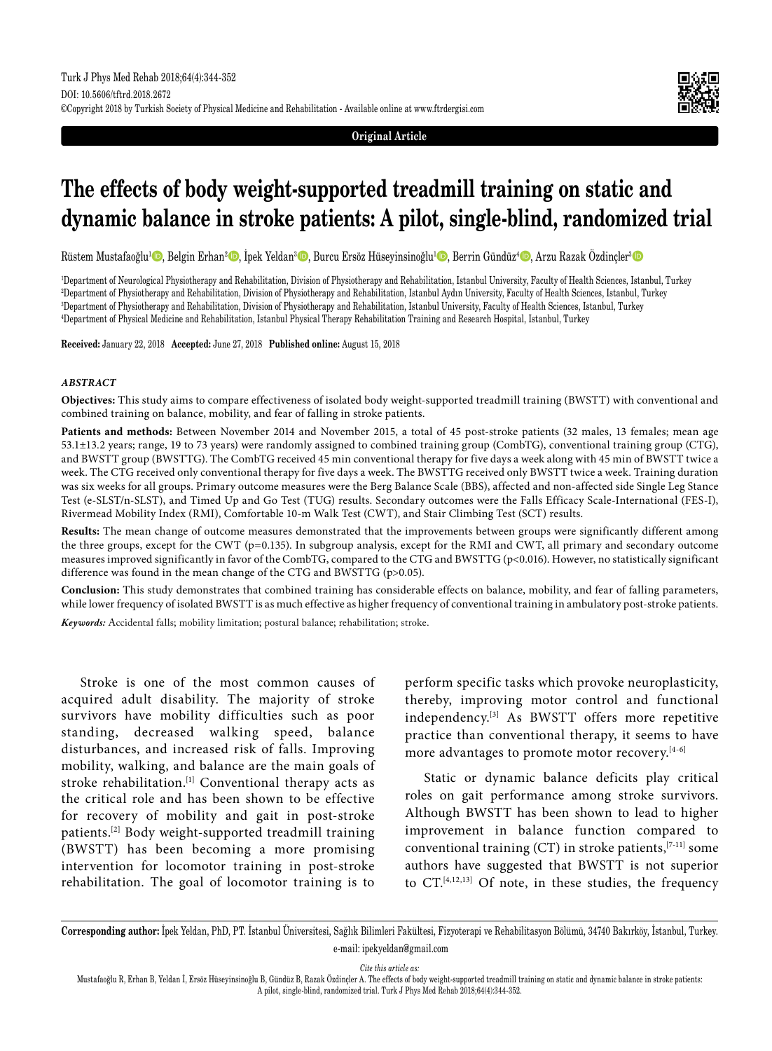Original Article

# The effects of body weight-supported treadmill training on static and dynamic balance in stroke patients: A pilot, single-blind, randomized trial

Rüstem Mustafaoğlu[1], Belgin Erhan[2], İpek Yeldan[3], Burcu Ersöz Hüseyinsinoğlu[1], Berrin Gündüz[4], Arzu Razak Özdinçler[3]

[1]Department of Neurological Physiotherapy and Rehabilitation, Division of Physiotherapy and Rehabilitation, Istanbul University, Faculty of Health Sciences, Istanbul, Turkey
[2]Department of Physiotherapy and Rehabilitation, Division of Physiotherapy and Rehabilitation, Istanbul Aydın University, Faculty of Health Sciences, Istanbul, Turkey
[3]Department of Physiotherapy and Rehabilitation, Division of Physiotherapy and Rehabilitation, Istanbul University, Faculty of Health Sciences, Istanbul, Turkey
[4]Department of Physical Medicine and Rehabilitation, Istanbul Physical Therapy Rehabilitation Training and Research Hospital, Istanbul, Turkey

**Received:** January 22, 2018 **Accepted:** June 27, 2018 **Published online:** August 15, 2018

### *ABSTRACT*

**Objectives:** This study aims to compare effectiveness of isolated body weight-supported treadmill training (BWSTT) with conventional and combined training on balance, mobility, and fear of falling in stroke patients.

**Patients and methods:** Between November 2014 and November 2015, a total of 45 post-stroke patients (32 males, 13 females; mean age 53.1±13.2 years; range, 19 to 73 years) were randomly assigned to combined training group (CombTG), conventional training group (CTG), and BWSTT group (BWSTTG). The CombTG received 45 min conventional therapy for five days a week along with 45 min of BWSTT twice a week. The CTG received only conventional therapy for five days a week. The BWSTTG received only BWSTT twice a week. Training duration was six weeks for all groups. Primary outcome measures were the Berg Balance Scale (BBS), affected and non-affected side Single Leg Stance Test (e-SLST/n-SLST), and Timed Up and Go Test (TUG) results. Secondary outcomes were the Falls Efficacy Scale-International (FES-I), Rivermead Mobility Index (RMI), Comfortable 10-m Walk Test (CWT), and Stair Climbing Test (SCT) results.

**Results:** The mean change of outcome measures demonstrated that the improvements between groups were significantly different among the three groups, except for the CWT (p=0.135). In subgroup analysis, except for the RMI and CWT, all primary and secondary outcome measures improved significantly in favor of the CombTG, compared to the CTG and BWSTTG (p<0.016). However, no statistically significant difference was found in the mean change of the CTG and BWSTTG (p>0.05).

**Conclusion:** This study demonstrates that combined training has considerable effects on balance, mobility, and fear of falling parameters, while lower frequency of isolated BWSTT is as much effective as higher frequency of conventional training in ambulatory post-stroke patients.

***Keywords:*** Accidental falls; mobility limitation; postural balance; rehabilitation; stroke.

Stroke is one of the most common causes of acquired adult disability. The majority of stroke survivors have mobility difficulties such as poor standing, decreased walking speed, balance disturbances, and increased risk of falls. Improving mobility, walking, and balance are the main goals of stroke rehabilitation.[1] Conventional therapy acts as the critical role and has been shown to be effective for recovery of mobility and gait in post-stroke patients.[2] Body weight-supported treadmill training (BWSTT) has been becoming a more promising intervention for locomotor training in post-stroke rehabilitation. The goal of locomotor training is to perform specific tasks which provoke neuroplasticity, thereby, improving motor control and functional independency.[3] As BWSTT offers more repetitive practice than conventional therapy, it seems to have more advantages to promote motor recovery.[4-6]

Static or dynamic balance deficits play critical roles on gait performance among stroke survivors. Although BWSTT has been shown to lead to higher improvement in balance function compared to conventional training (CT) in stroke patients,[7-11] some authors have suggested that BWSTT is not superior to CT.[4,12,13] Of note, in these studies, the frequency

**Corresponding author:** İpek Yeldan, PhD, PT. İstanbul Üniversitesi, Sağlık Bilimleri Fakültesi, Fizyoterapi ve Rehabilitasyon Bölümü, 34740 Bakırköy, İstanbul, Turkey.
e-mail: ipekyeldan@gmail.com

*Cite this article as:*
Mustafaoğlu R, Erhan B, Yeldan İ, Ersöz Hüseyinsinoğlu B, Gündüz B, Razak Özdinçler A. The effects of body weight-supported treadmill training on static and dynamic balance in stroke patients: A pilot, single-blind, randomized trial. Turk J Phys Med Rehab 2018;64(4):344-352.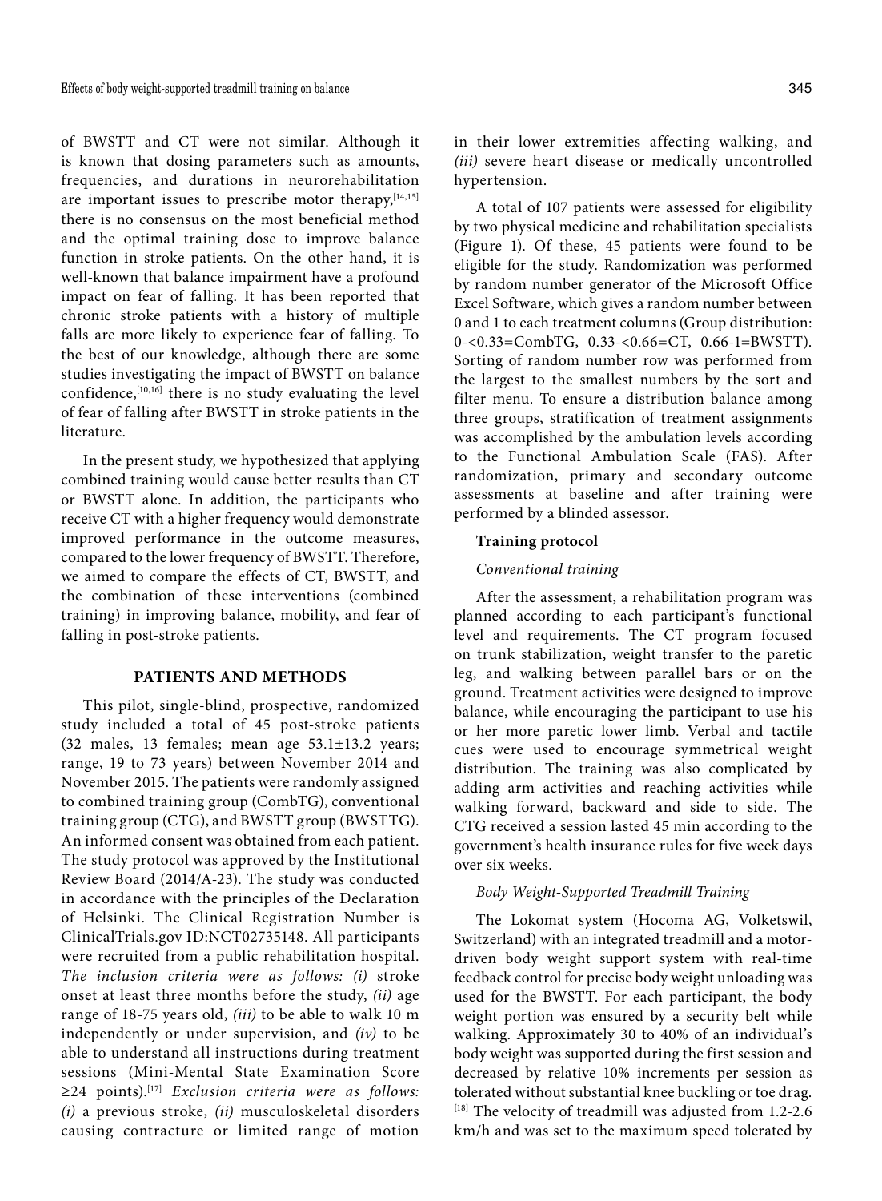of BWSTT and CT were not similar. Although it is known that dosing parameters such as amounts, frequencies, and durations in neurorehabilitation are important issues to prescribe motor therapy,[14,15] there is no consensus on the most beneficial method and the optimal training dose to improve balance function in stroke patients. On the other hand, it is well-known that balance impairment have a profound impact on fear of falling. It has been reported that chronic stroke patients with a history of multiple falls are more likely to experience fear of falling. To the best of our knowledge, although there are some studies investigating the impact of BWSTT on balance confidence,[10,16] there is no study evaluating the level of fear of falling after BWSTT in stroke patients in the literature.

In the present study, we hypothesized that applying combined training would cause better results than CT or BWSTT alone. In addition, the participants who receive CT with a higher frequency would demonstrate improved performance in the outcome measures, compared to the lower frequency of BWSTT. Therefore, we aimed to compare the effects of CT, BWSTT, and the combination of these interventions (combined training) in improving balance, mobility, and fear of falling in post-stroke patients.

## PATIENTS AND METHODS

This pilot, single-blind, prospective, randomized study included a total of 45 post-stroke patients (32 males, 13 females; mean age 53.1±13.2 years; range, 19 to 73 years) between November 2014 and November 2015. The patients were randomly assigned to combined training group (CombTG), conventional training group (CTG), and BWSTT group (BWSTTG). An informed consent was obtained from each patient. The study protocol was approved by the Institutional Review Board (2014/A-23). The study was conducted in accordance with the principles of the Declaration of Helsinki. The Clinical Registration Number is ClinicalTrials.gov ID:NCT02735148. All participants were recruited from a public rehabilitation hospital. *The inclusion criteria were as follows: (i)* stroke onset at least three months before the study, *(ii)* age range of 18-75 years old, *(iii)* to be able to walk 10 m independently or under supervision, and *(iv)* to be able to understand all instructions during treatment sessions (Mini-Mental State Examination Score ≥24 points).[17] *Exclusion criteria were as follows: (i)* a previous stroke, *(ii)* musculoskeletal disorders causing contracture or limited range of motion in their lower extremities affecting walking, and *(iii)* severe heart disease or medically uncontrolled hypertension.

A total of 107 patients were assessed for eligibility by two physical medicine and rehabilitation specialists (Figure 1). Of these, 45 patients were found to be eligible for the study. Randomization was performed by random number generator of the Microsoft Office Excel Software, which gives a random number between 0 and 1 to each treatment columns (Group distribution: 0-<0.33=CombTG, 0.33-<0.66=CT, 0.66-1=BWSTT). Sorting of random number row was performed from the largest to the smallest numbers by the sort and filter menu. To ensure a distribution balance among three groups, stratification of treatment assignments was accomplished by the ambulation levels according to the Functional Ambulation Scale (FAS). After randomization, primary and secondary outcome assessments at baseline and after training were performed by a blinded assessor.

### Training protocol

#### *Conventional training*

After the assessment, a rehabilitation program was planned according to each participant's functional level and requirements. The CT program focused on trunk stabilization, weight transfer to the paretic leg, and walking between parallel bars or on the ground. Treatment activities were designed to improve balance, while encouraging the participant to use his or her more paretic lower limb. Verbal and tactile cues were used to encourage symmetrical weight distribution. The training was also complicated by adding arm activities and reaching activities while walking forward, backward and side to side. The CTG received a session lasted 45 min according to the government's health insurance rules for five week days over six weeks.

#### *Body Weight-Supported Treadmill Training*

The Lokomat system (Hocoma AG, Volketswil, Switzerland) with an integrated treadmill and a motor-driven body weight support system with real-time feedback control for precise body weight unloading was used for the BWSTT. For each participant, the body weight portion was ensured by a security belt while walking. Approximately 30 to 40% of an individual's body weight was supported during the first session and decreased by relative 10% increments per session as tolerated without substantial knee buckling or toe drag.[18] The velocity of treadmill was adjusted from 1.2-2.6 km/h and was set to the maximum speed tolerated by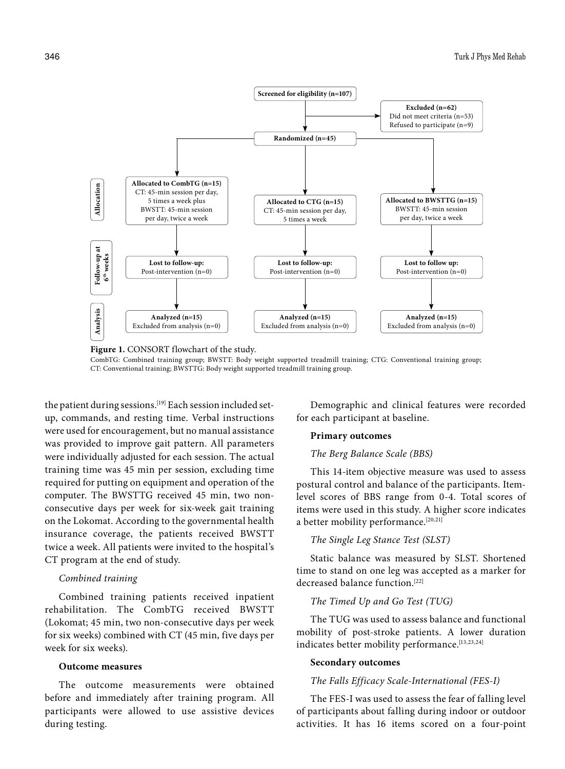Screened for eligibility (n=107)

Excluded (n=62)
Did not meet criteria (n=53)
Refused to participate (n=9)

Randomized (n=45)

**Allocation**

Allocated to CombTG (n=15)
CT: 45-min session per day, 5 times a week plus BWSTT: 45-min session per day, twice a week

Allocated to CTG (n=15)
CT: 45-min session per day, 5 times a week

Allocated to BWSTTG (n=15)
BWSTT: 45-min session per day, twice a week

**Follow-up at 6th weeks**

Lost to follow-up: Post-intervention (n=0)

Lost to follow-up: Post-intervention (n=0)

Lost to follow up: Post-intervention (n=0)

**Analysis**

Analyzed (n=15) Excluded from analysis (n=0)

Analyzed (n=15) Excluded from analysis (n=0)

Analyzed (n=15) Excluded from analysis (n=0)

**Figure 1.** CONSORT flowchart of the study.
CombTG: Combined training group; BWSTT: Body weight supported treadmill training; CTG: Conventional training group; CT: Conventional training; BWSTTG: Body weight supported treadmill training group.

the patient during sessions.[19] Each session included set-up, commands, and resting time. Verbal instructions were used for encouragement, but no manual assistance was provided to improve gait pattern. All parameters were individually adjusted for each session. The actual training time was 45 min per session, excluding time required for putting on equipment and operation of the computer. The BWSTTG received 45 min, two non-consecutive days per week for six-week gait training on the Lokomat. According to the governmental health insurance coverage, the patients received BWSTT twice a week. All patients were invited to the hospital's CT program at the end of study.

*Combined training*

Combined training patients received inpatient rehabilitation. The CombTG received BWSTT (Lokomat; 45 min, two non-consecutive days per week for six weeks) combined with CT (45 min, five days per week for six weeks).

## Outcome measures

The outcome measurements were obtained before and immediately after training program. All participants were allowed to use assistive devices during testing.

Demographic and clinical features were recorded for each participant at baseline.

## Primary outcomes

*The Berg Balance Scale (BBS)*

This 14-item objective measure was used to assess postural control and balance of the participants. Item-level scores of BBS range from 0-4. Total scores of items were used in this study. A higher score indicates a better mobility performance.[20,21]

*The Single Leg Stance Test (SLST)*

Static balance was measured by SLST. Shortened time to stand on one leg was accepted as a marker for decreased balance function.[22]

*The Timed Up and Go Test (TUG)*

The TUG was used to assess balance and functional mobility of post-stroke patients. A lower duration indicates better mobility performance.[13,23,24]

## Secondary outcomes

*The Falls Efficacy Scale-International (FES-I)*

The FES-I was used to assess the fear of falling level of participants about falling during indoor or outdoor activities. It has 16 items scored on a four-point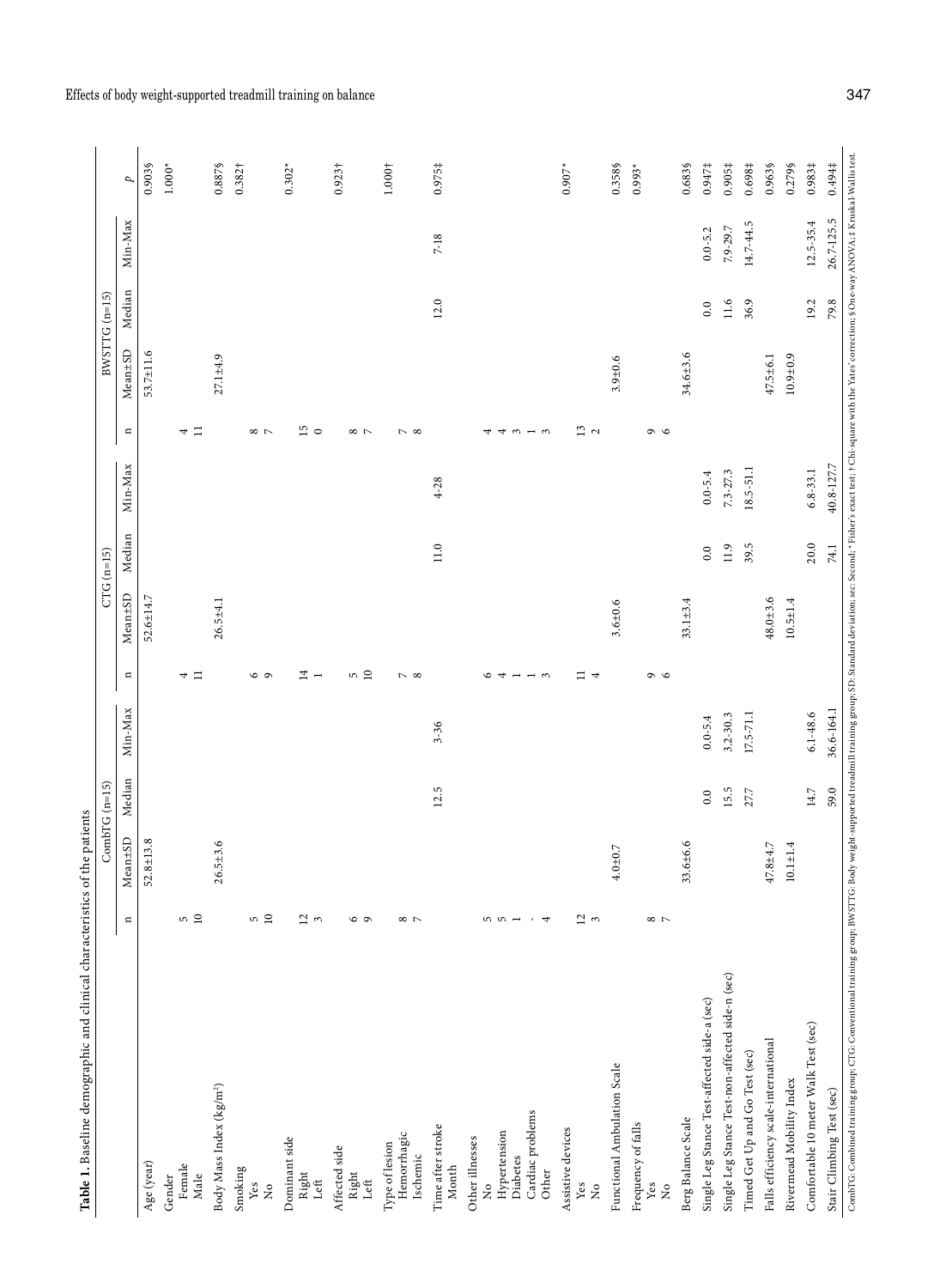**Table 1.** Baseline demographic and clinical characteristics of the patients

| | CombTG (n=15) | | | | CTG (n=15) | | | | BWSTTG (n=15) | | | | p |
|---|---|---|---|---|---|---|---|---|---|---|---|---|---|
| | n | Mean±SD | Median | Min-Max | n | Mean±SD | Median | Min-Max | n | Mean±SD | Median | Min-Max | |
| Age (year) | | 52.8±13.8 | | | | 52.6±14.7 | | | | 53.7±11.6 | | | 0.903§ |
| Gender | | | | | | | | | | | | | 1.000* |
| Female | 5 | | | | 4 | | | | 4 | | | | |
| Male | 10 | | | | 11 | | | | 11 | | | | |
| Body Mass Index (kg/m²) | | 26.5±3.6 | | | | 26.5±4.1 | | | | 27.1±4.9 | | | 0.887§ |
| Smoking | | | | | | | | | | | | | 0.382† |
| Yes | 5 | | | | 6 | | | | 8 | | | | |
| No | 10 | | | | 9 | | | | 7 | | | | |
| Dominant side | | | | | | | | | | | | | 0.302* |
| Right | 12 | | | | 14 | | | | 15 | | | | |
| Left | 3 | | | | 1 | | | | 0 | | | | |
| Affected side | | | | | | | | | | | | | 0.923† |
| Right | 6 | | | | 5 | | | | 8 | | | | |
| Left | 9 | | | | 10 | | | | 7 | | | | |
| Type of lesion | | | | | | | | | | | | | 1.000† |
| Hemorrhagic | 8 | | | | 7 | | | | 7 | | | | |
| Ischemic | 7 | | | | 8 | | | | 8 | | | | |
| Time after stroke | | | | | | | | | | | | | 0.975‡ |
| Month | | | 12.5 | 3-36 | | | 11.0 | 4-28 | | | 12.0 | 7-18 | |
| Other illnesses | | | | | | | | | | | | | |
| No | 5 | | | | 6 | | | | 4 | | | | |
| Hypertension | 5 | | | | 4 | | | | 4 | | | | |
| Diabetes | 1 | | | | 1 | | | | 3 | | | | |
| Cardiac problems | - | | | | 1 | | | | 1 | | | | |
| Other | 4 | | | | 3 | | | | 3 | | | | |
| Assistive devices | | | | | | | | | | | | | 0.907* |
| Yes | 12 | | | | 11 | | | | 13 | | | | |
| No | 3 | | | | 4 | | | | 2 | | | | |
| Functional Ambulation Scale | | 4.0±0.7 | | | | 3.6±0.6 | | | | 3.9±0.6 | | | 0.358§ |
| Frequency of falls | | | | | | | | | | | | | 0.993* |
| Yes | 8 | | | | 9 | | | | 9 | | | | |
| No | 7 | | | | 6 | | | | 6 | | | | |
| Berg Balance Scale | | 33.6±6.6 | | | | 33.1±3.4 | | | | 34.6±3.6 | | | 0.683§ |
| Single Leg Stance Test-affected side-a (sec) | | | 0.0 | 0.0-5.4 | | | 0.0 | 0.0-5.4 | | | 0.0 | 0.0-5.2 | 0.947‡ |
| Single Leg Stance Test-non-affected side-n (sec) | | | 15.5 | 3.2-30.3 | | | 11.9 | 7.3-27.3 | | | 11.6 | 7.9-29.7 | 0.905‡ |
| Timed Get Up and Go Test (sec) | | | 27.7 | 17.5-71.1 | | | 39.5 | 18.5-51.1 | | | 36.9 | 14.7-44.5 | 0.698‡ |
| Falls efficiency scale-international | | 47.8±4.7 | | | | 48.0±3.6 | | | | 47.5±6.1 | | | 0.963§ |
| Rivermead Mobility Index | | 10.1±1.4 | | | | 10.5±1.4 | | | | 10.9±0.9 | | | 0.279§ |
| Comfortable 10 meter Walk Test (sec) | | | 14.7 | 6.1-48.6 | | | 20.0 | 6.8-33.1 | | | 19.2 | 12.5-35.4 | 0.983‡ |
| Stair Climbing Test (sec) | | | 59.0 | 36.6-164.1 | | | 74.1 | 40.8-127.7 | | | 79.8 | 26.7-125.5 | 0.494‡ |

CombTG: Combined training group; CTG: Conventional training group; BWSTTG: Body weight-supported treadmill training group; SD: Standard deviation; sec: Second; * Fisher's exact test; † Chi-square with the Yates' correction; § One-way ANOVA; ‡ Kruskal-Wallis test.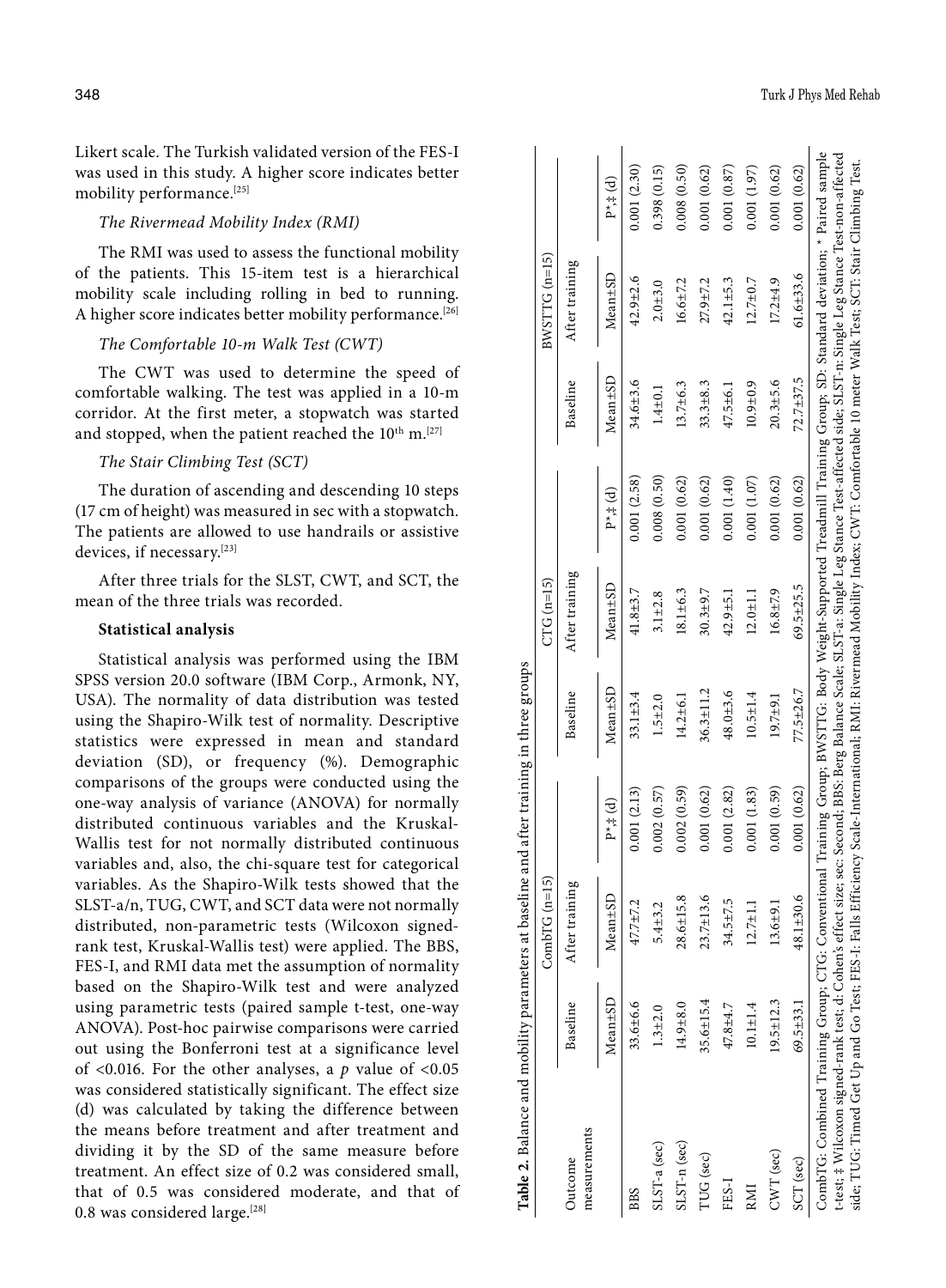Likert scale. The Turkish validated version of the FES-I was used in this study. A higher score indicates better mobility performance.[25]

*The Rivermead Mobility Index (RMI)*

The RMI was used to assess the functional mobility of the patients. This 15-item test is a hierarchical mobility scale including rolling in bed to running. A higher score indicates better mobility performance.[26]

*The Comfortable 10-m Walk Test (CWT)*

The CWT was used to determine the speed of comfortable walking. The test was applied in a 10-m corridor. At the first meter, a stopwatch was started and stopped, when the patient reached the 10th m.[27]

*The Stair Climbing Test (SCT)*

The duration of ascending and descending 10 steps (17 cm of height) was measured in sec with a stopwatch. The patients are allowed to use handrails or assistive devices, if necessary.[23]

After three trials for the SLST, CWT, and SCT, the mean of the three trials was recorded.

**Statistical analysis**

Statistical analysis was performed using the IBM SPSS version 20.0 software (IBM Corp., Armonk, NY, USA). The normality of data distribution was tested using the Shapiro-Wilk test of normality. Descriptive statistics were expressed in mean and standard deviation (SD), or frequency (%). Demographic comparisons of the groups were conducted using the one-way analysis of variance (ANOVA) for normally distributed continuous variables and the Kruskal-Wallis test for not normally distributed continuous variables and, also, the chi-square test for categorical variables. As the Shapiro-Wilk tests showed that the SLST-a/n, TUG, CWT, and SCT data were not normally distributed, non-parametric tests (Wilcoxon signed-rank test, Kruskal-Wallis test) were applied. The BBS, FES-I, and RMI data met the assumption of normality based on the Shapiro-Wilk test and were analyzed using parametric tests (paired sample t-test, one-way ANOVA). Post-hoc pairwise comparisons were carried out using the Bonferroni test at a significance level of <0.016. For the other analyses, a $p$ value of <0.05 was considered statistically significant. The effect size (d) was calculated by taking the difference between the means before treatment and after treatment and dividing it by the SD of the same measure before treatment. An effect size of 0.2 was considered small, that of 0.5 was considered moderate, and that of 0.8 was considered large.[28]

**Table 2.** Balance and mobility parameters at baseline and after training in three groups

| Outcome measurements | CombTG (n=15) | | | CTG (n=15) | | | BWSTTG (n=15) | | |
|---|---|---|---|---|---|---|---|---|---|
| | Baseline | After training | | Baseline | After training | | Baseline | After training | |
| | Mean±SD | Mean±SD | P*,‡ (d) | Mean±SD | Mean±SD | P*,‡ (d) | Mean±SD | Mean±SD | P*,‡ (d) |
| BBS | 33.6±6.6 | 47.7±7.2 | 0.001 (2.13) | 33.1±3.4 | 41.8±3.7 | 0.001 (2.58) | 34.6±3.6 | 42.9±2.6 | 0.001 (2.30) |
| SLST-a (sec) | 1.3±2.0 | 5.4±3.2 | 0.002 (0.57) | 1.5±2.0 | 3.1±2.8 | 0.008 (0.50) | 1.4±0.1 | 2.0±3.0 | 0.398 (0.15) |
| SLST-n (sec) | 14.9±8.0 | 28.6±15.8 | 0.002 (0.59) | 14.2±6.1 | 18.1±6.3 | 0.001 (0.62) | 13.7±6.3 | 16.6±7.2 | 0.008 (0.50) |
| TUG (sec) | 35.6±15.4 | 23.7±13.6 | 0.001 (0.62) | 36.3±11.2 | 30.3±9.7 | 0.001 (0.62) | 33.3±8.3 | 27.9±7.2 | 0.001 (0.62) |
| FES-I | 47.8±4.7 | 34.5±7.5 | 0.001 (2.82) | 48.0±3.6 | 42.9±5.1 | 0.001 (1.40) | 47.5±6.1 | 42.1±5.3 | 0.001 (0.87) |
| RMI | 10.1±1.4 | 12.7±1.1 | 0.001 (1.83) | 10.5±1.4 | 12.0±1.1 | 0.001 (1.07) | 10.9±0.9 | 12.7±0.7 | 0.001 (1.97) |
| CWT (sec) | 19.5±12.3 | 13.6±9.1 | 0.001 (0.59) | 19.7±9.1 | 16.8±7.9 | 0.001 (0.62) | 20.3±5.6 | 17.2±4.9 | 0.001 (0.62) |
| SCT (sec) | 69.5±33.1 | 48.1±30.6 | 0.001 (0.62) | 77.5±26.7 | 69.5±25.5 | 0.001 (0.62) | 72.7±37.5 | 61.6±33.6 | 0.001 (0.62) |

CombTG: Combined Training Group; CTG: Conventional Training Group; BWSTTG: Body Weight-Supported Treadmill Training Group; SD: Standard deviation; * Paired sample t-test; ‡ Wilcoxon signed-rank test; d: Cohen's effect size; sec: Second; BBS: Berg Balance Scale; SLST-a: Single Leg Stance Test-affected side; SLST-n: Single Leg Stance Test-non-affected side; TUG: Timed Get Up and Go Test; FES-I: Falls Efficiency Scale-International; RMI: Rivermead Mobility Index; CWT: Comfortable 10 meter Walk Test; SCT: Stair Climbing Test.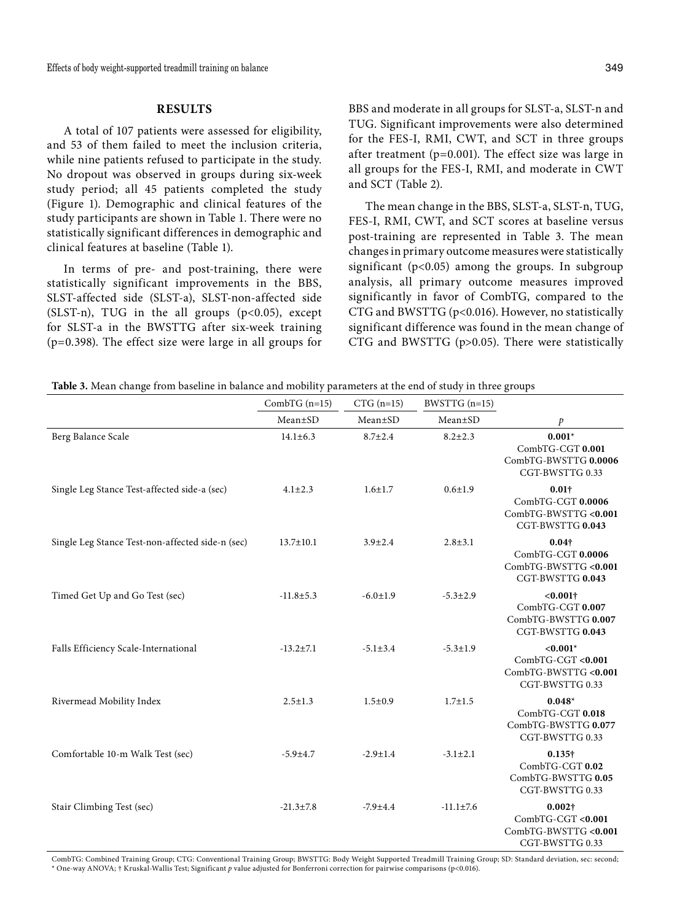## RESULTS

A total of 107 patients were assessed for eligibility, and 53 of them failed to meet the inclusion criteria, while nine patients refused to participate in the study. No dropout was observed in groups during six-week study period; all 45 patients completed the study (Figure 1). Demographic and clinical features of the study participants are shown in Table 1. There were no statistically significant differences in demographic and clinical features at baseline (Table 1).

In terms of pre- and post-training, there were statistically significant improvements in the BBS, SLST-affected side (SLST-a), SLST-non-affected side (SLST-n), TUG in the all groups ($p<0.05$), except for SLST-a in the BWSTTG after six-week training ($p=0.398$). The effect size were large in all groups for BBS and moderate in all groups for SLST-a, SLST-n and TUG. Significant improvements were also determined for the FES-I, RMI, CWT, and SCT in three groups after treatment ($p=0.001$). The effect size was large in all groups for the FES-I, RMI, and moderate in CWT and SCT (Table 2).

The mean change in the BBS, SLST-a, SLST-n, TUG, FES-I, RMI, CWT, and SCT scores at baseline versus post-training are represented in Table 3. The mean changes in primary outcome measures were statistically significant ($p<0.05$) among the groups. In subgroup analysis, all primary outcome measures improved significantly in favor of CombTG, compared to the CTG and BWSTTG ($p<0.016$). However, no statistically significant difference was found in the mean change of CTG and BWSTTG ($p>0.05$). There were statistically

**Table 3.** Mean change from baseline in balance and mobility parameters at the end of study in three groups

| | CombTG (n=15) | CTG (n=15) | BWSTTG (n=15) | |
|---|---|---|---|---|
| | Mean±SD | Mean±SD | Mean±SD | *p* |
| Berg Balance Scale | 14.1±6.3 | 8.7±2.4 | 8.2±2.3 | **0.001*** <br> CombTG-CGT **0.001** <br> CombTG-BWSTTG **0.0006** <br> CGT-BWSTTG 0.33 |
| Single Leg Stance Test-affected side-a (sec) | 4.1±2.3 | 1.6±1.7 | 0.6±1.9 | **0.01†** <br> CombTG-CGT **0.0006** <br> CombTG-BWSTTG **<0.001** <br> CGT-BWSTTG **0.043** |
| Single Leg Stance Test-non-affected side-n (sec) | 13.7±10.1 | 3.9±2.4 | 2.8±3.1 | **0.04†** <br> CombTG-CGT **0.0006** <br> CombTG-BWSTTG **<0.001** <br> CGT-BWSTTG **0.043** |
| Timed Get Up and Go Test (sec) | -11.8±5.3 | -6.0±1.9 | -5.3±2.9 | **<0.001†** <br> CombTG-CGT **0.007** <br> CombTG-BWSTTG **0.007** <br> CGT-BWSTTG **0.043** |
| Falls Efficiency Scale-International | -13.2±7.1 | -5.1±3.4 | -5.3±1.9 | **<0.001*** <br> CombTG-CGT **<0.001** <br> CombTG-BWSTTG **<0.001** <br> CGT-BWSTTG 0.33 |
| Rivermead Mobility Index | 2.5±1.3 | 1.5±0.9 | 1.7±1.5 | **0.048*** <br> CombTG-CGT **0.018** <br> CombTG-BWSTTG **0.077** <br> CGT-BWSTTG 0.33 |
| Comfortable 10-m Walk Test (sec) | -5.9±4.7 | -2.9±1.4 | -3.1±2.1 | **0.135†** <br> CombTG-CGT **0.02** <br> CombTG-BWSTTG **0.05** <br> CGT-BWSTTG 0.33 |
| Stair Climbing Test (sec) | -21.3±7.8 | -7.9±4.4 | -11.1±7.6 | **0.002†** <br> CombTG-CGT **<0.001** <br> CombTG-BWSTTG **<0.001** <br> CGT-BWSTTG 0.33 |

CombTG: Combined Training Group; CTG: Conventional Training Group; BWSTTG: Body Weight Supported Treadmill Training Group; SD: Standard deviation, sec: second; * One-way ANOVA; † Kruskal-Wallis Test; Significant *p* value adjusted for Bonferroni correction for pairwise comparisons ($p<0.016$).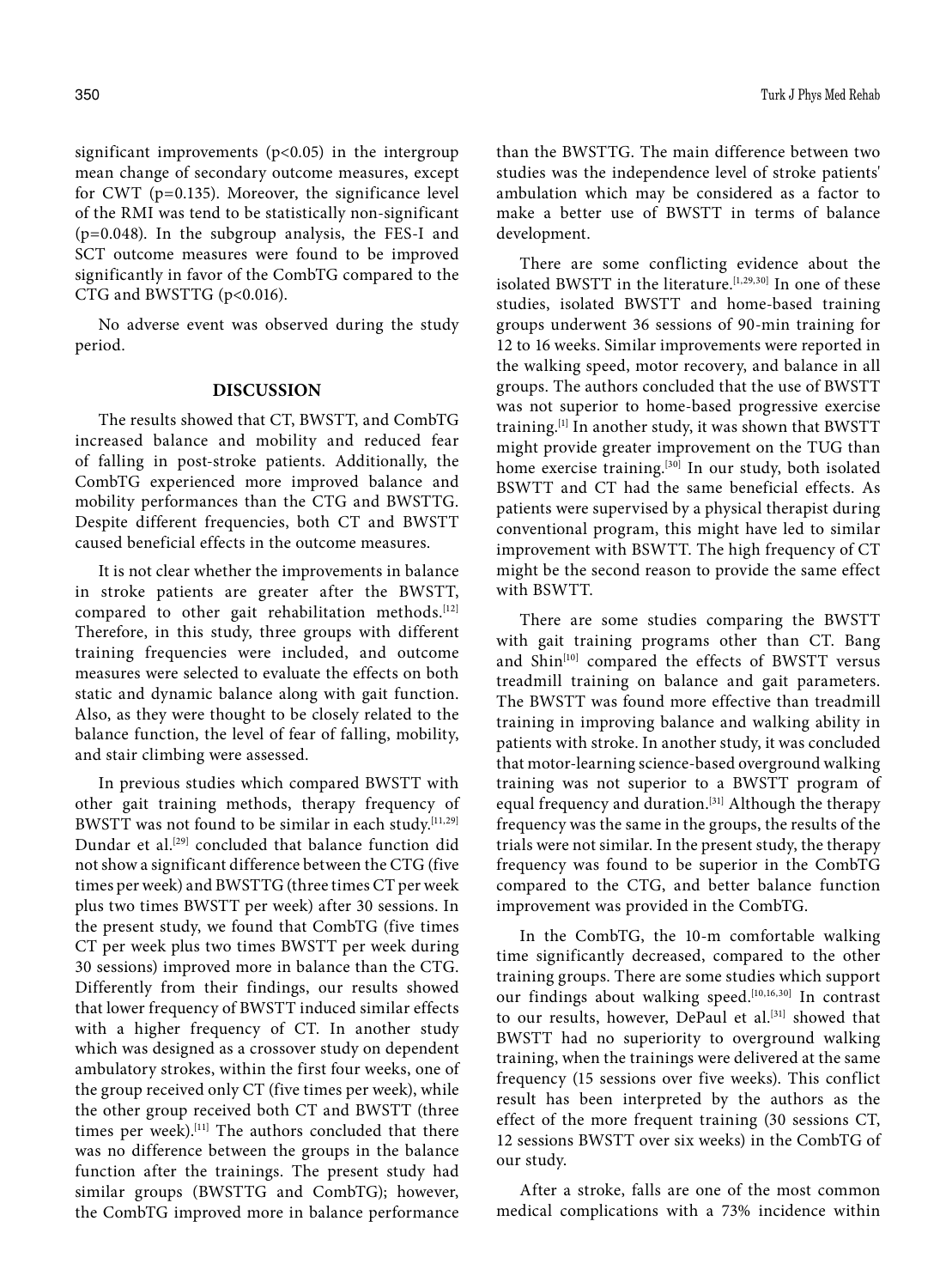significant improvements ($p<0.05$) in the intergroup mean change of secondary outcome measures, except for CWT ($p=0.135$). Moreover, the significance level of the RMI was tend to be statistically non-significant ($p=0.048$). In the subgroup analysis, the FES-I and SCT outcome measures were found to be improved significantly in favor of the CombTG compared to the CTG and BWSTTG ($p<0.016$).

No adverse event was observed during the study period.

## DISCUSSION

The results showed that CT, BWSTT, and CombTG increased balance and mobility and reduced fear of falling in post-stroke patients. Additionally, the CombTG experienced more improved balance and mobility performances than the CTG and BWSTTG. Despite different frequencies, both CT and BWSTT caused beneficial effects in the outcome measures.

It is not clear whether the improvements in balance in stroke patients are greater after the BWSTT, compared to other gait rehabilitation methods.[12] Therefore, in this study, three groups with different training frequencies were included, and outcome measures were selected to evaluate the effects on both static and dynamic balance along with gait function. Also, as they were thought to be closely related to the balance function, the level of fear of falling, mobility, and stair climbing were assessed.

In previous studies which compared BWSTT with other gait training methods, therapy frequency of BWSTT was not found to be similar in each study.[11,29] Dundar et al.[29] concluded that balance function did not show a significant difference between the CTG (five times per week) and BWSTTG (three times CT per week plus two times BWSTT per week) after 30 sessions. In the present study, we found that CombTG (five times CT per week plus two times BWSTT per week during 30 sessions) improved more in balance than the CTG. Differently from their findings, our results showed that lower frequency of BWSTT induced similar effects with a higher frequency of CT. In another study which was designed as a crossover study on dependent ambulatory strokes, within the first four weeks, one of the group received only CT (five times per week), while the other group received both CT and BWSTT (three times per week).[11] The authors concluded that there was no difference between the groups in the balance function after the trainings. The present study had similar groups (BWSTTG and CombTG); however, the CombTG improved more in balance performance than the BWSTTG. The main difference between two studies was the independence level of stroke patients' ambulation which may be considered as a factor to make a better use of BWSTT in terms of balance development.

There are some conflicting evidence about the isolated BWSTT in the literature.[1,29,30] In one of these studies, isolated BWSTT and home-based training groups underwent 36 sessions of 90-min training for 12 to 16 weeks. Similar improvements were reported in the walking speed, motor recovery, and balance in all groups. The authors concluded that the use of BWSTT was not superior to home-based progressive exercise training.[1] In another study, it was shown that BWSTT might provide greater improvement on the TUG than home exercise training.[30] In our study, both isolated BSWTT and CT had the same beneficial effects. As patients were supervised by a physical therapist during conventional program, this might have led to similar improvement with BSWTT. The high frequency of CT might be the second reason to provide the same effect with BSWTT.

There are some studies comparing the BWSTT with gait training programs other than CT. Bang and Shin[10] compared the effects of BWSTT versus treadmill training on balance and gait parameters. The BWSTT was found more effective than treadmill training in improving balance and walking ability in patients with stroke. In another study, it was concluded that motor-learning science-based overground walking training was not superior to a BWSTT program of equal frequency and duration.[31] Although the therapy frequency was the same in the groups, the results of the trials were not similar. In the present study, the therapy frequency was found to be superior in the CombTG compared to the CTG, and better balance function improvement was provided in the CombTG.

In the CombTG, the 10-m comfortable walking time significantly decreased, compared to the other training groups. There are some studies which support our findings about walking speed.[10,16,30] In contrast to our results, however, DePaul et al.[31] showed that BWSTT had no superiority to overground walking training, when the trainings were delivered at the same frequency (15 sessions over five weeks). This conflict result has been interpreted by the authors as the effect of the more frequent training (30 sessions CT, 12 sessions BWSTT over six weeks) in the CombTG of our study.

After a stroke, falls are one of the most common medical complications with a 73% incidence within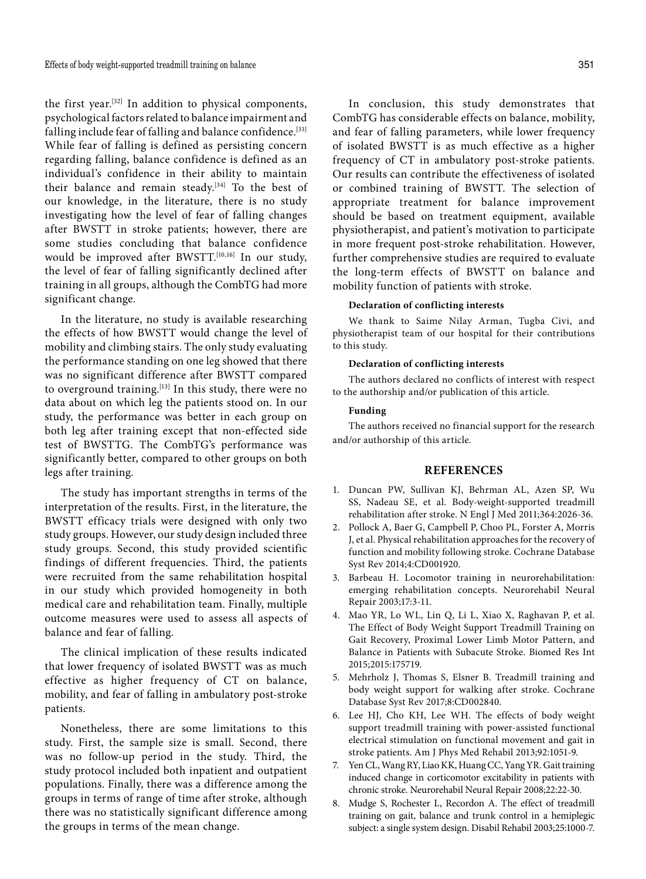the first year.[32] In addition to physical components, psychological factors related to balance impairment and falling include fear of falling and balance confidence.[33] While fear of falling is defined as persisting concern regarding falling, balance confidence is defined as an individual's confidence in their ability to maintain their balance and remain steady.[34] To the best of our knowledge, in the literature, there is no study investigating how the level of fear of falling changes after BWSTT in stroke patients; however, there are some studies concluding that balance confidence would be improved after BWSTT.[10,16] In our study, the level of fear of falling significantly declined after training in all groups, although the CombTG had more significant change.

In the literature, no study is available researching the effects of how BWSTT would change the level of mobility and climbing stairs. The only study evaluating the performance standing on one leg showed that there was no significant difference after BWSTT compared to overground training.[13] In this study, there were no data about on which leg the patients stood on. In our study, the performance was better in each group on both leg after training except that non-effected side test of BWSTTG. The CombTG's performance was significantly better, compared to other groups on both legs after training.

The study has important strengths in terms of the interpretation of the results. First, in the literature, the BWSTT efficacy trials were designed with only two study groups. However, our study design included three study groups. Second, this study provided scientific findings of different frequencies. Third, the patients were recruited from the same rehabilitation hospital in our study which provided homogeneity in both medical care and rehabilitation team. Finally, multiple outcome measures were used to assess all aspects of balance and fear of falling.

The clinical implication of these results indicated that lower frequency of isolated BWSTT was as much effective as higher frequency of CT on balance, mobility, and fear of falling in ambulatory post-stroke patients.

Nonetheless, there are some limitations to this study. First, the sample size is small. Second, there was no follow-up period in the study. Third, the study protocol included both inpatient and outpatient populations. Finally, there was a difference among the groups in terms of range of time after stroke, although there was no statistically significant difference among the groups in terms of the mean change.

In conclusion, this study demonstrates that CombTG has considerable effects on balance, mobility, and fear of falling parameters, while lower frequency of isolated BWSTT is as much effective as a higher frequency of CT in ambulatory post-stroke patients. Our results can contribute the effectiveness of isolated or combined training of BWSTT. The selection of appropriate treatment for balance improvement should be based on treatment equipment, available physiotherapist, and patient's motivation to participate in more frequent post-stroke rehabilitation. However, further comprehensive studies are required to evaluate the long-term effects of BWSTT on balance and mobility function of patients with stroke.

#### Declaration of conflicting interests

We thank to Saime Nilay Arman, Tugba Civi, and physiotherapist team of our hospital for their contributions to this study.

#### Declaration of conflicting interests

The authors declared no conflicts of interest with respect to the authorship and/or publication of this article.

#### Funding

The authors received no financial support for the research and/or authorship of this article.

## REFERENCES

1. Duncan PW, Sullivan KJ, Behrman AL, Azen SP, Wu SS, Nadeau SE, et al. Body-weight-supported treadmill rehabilitation after stroke. N Engl J Med 2011;364:2026-36.
2. Pollock A, Baer G, Campbell P, Choo PL, Forster A, Morris J, et al. Physical rehabilitation approaches for the recovery of function and mobility following stroke. Cochrane Database Syst Rev 2014;4:CD001920.
3. Barbeau H. Locomotor training in neurorehabilitation: emerging rehabilitation concepts. Neurorehabil Neural Repair 2003;17:3-11.
4. Mao YR, Lo WL, Lin Q, Li L, Xiao X, Raghavan P, et al. The Effect of Body Weight Support Treadmill Training on Gait Recovery, Proximal Lower Limb Motor Pattern, and Balance in Patients with Subacute Stroke. Biomed Res Int 2015;2015:175719.
5. Mehrholz J, Thomas S, Elsner B. Treadmill training and body weight support for walking after stroke. Cochrane Database Syst Rev 2017;8:CD002840.
6. Lee HJ, Cho KH, Lee WH. The effects of body weight support treadmill training with power-assisted functional electrical stimulation on functional movement and gait in stroke patients. Am J Phys Med Rehabil 2013;92:1051-9.
7. Yen CL, Wang RY, Liao KK, Huang CC, Yang YR. Gait training induced change in corticomotor excitability in patients with chronic stroke. Neurorehabil Neural Repair 2008;22:22-30.
8. Mudge S, Rochester L, Recordon A. The effect of treadmill training on gait, balance and trunk control in a hemiplegic subject: a single system design. Disabil Rehabil 2003;25:1000-7.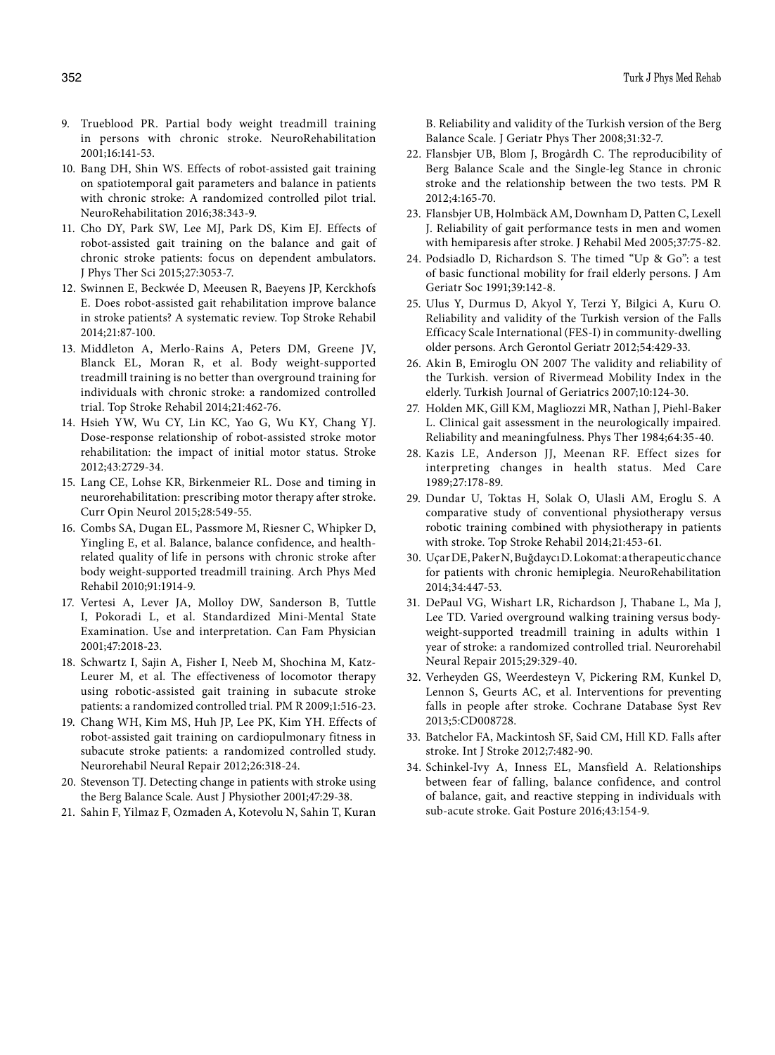9. Trueblood PR. Partial body weight treadmill training in persons with chronic stroke. NeuroRehabilitation 2001;16:141-53.
10. Bang DH, Shin WS. Effects of robot-assisted gait training on spatiotemporal gait parameters and balance in patients with chronic stroke: A randomized controlled pilot trial. NeuroRehabilitation 2016;38:343-9.
11. Cho DY, Park SW, Lee MJ, Park DS, Kim EJ. Effects of robot-assisted gait training on the balance and gait of chronic stroke patients: focus on dependent ambulators. J Phys Ther Sci 2015;27:3053-7.
12. Swinnen E, Beckwée D, Meeusen R, Baeyens JP, Kerckhofs E. Does robot-assisted gait rehabilitation improve balance in stroke patients? A systematic review. Top Stroke Rehabil 2014;21:87-100.
13. Middleton A, Merlo-Rains A, Peters DM, Greene JV, Blanck EL, Moran R, et al. Body weight-supported treadmill training is no better than overground training for individuals with chronic stroke: a randomized controlled trial. Top Stroke Rehabil 2014;21:462-76.
14. Hsieh YW, Wu CY, Lin KC, Yao G, Wu KY, Chang YJ. Dose-response relationship of robot-assisted stroke motor rehabilitation: the impact of initial motor status. Stroke 2012;43:2729-34.
15. Lang CE, Lohse KR, Birkenmeier RL. Dose and timing in neurorehabilitation: prescribing motor therapy after stroke. Curr Opin Neurol 2015;28:549-55.
16. Combs SA, Dugan EL, Passmore M, Riesner C, Whipker D, Yingling E, et al. Balance, balance confidence, and health-related quality of life in persons with chronic stroke after body weight-supported treadmill training. Arch Phys Med Rehabil 2010;91:1914-9.
17. Vertesi A, Lever JA, Molloy DW, Sanderson B, Tuttle I, Pokoradi L, et al. Standardized Mini-Mental State Examination. Use and interpretation. Can Fam Physician 2001;47:2018-23.
18. Schwartz I, Sajin A, Fisher I, Neeb M, Shochina M, Katz-Leurer M, et al. The effectiveness of locomotor therapy using robotic-assisted gait training in subacute stroke patients: a randomized controlled trial. PM R 2009;1:516-23.
19. Chang WH, Kim MS, Huh JP, Lee PK, Kim YH. Effects of robot-assisted gait training on cardiopulmonary fitness in subacute stroke patients: a randomized controlled study. Neurorehabil Neural Repair 2012;26:318-24.
20. Stevenson TJ. Detecting change in patients with stroke using the Berg Balance Scale. Aust J Physiother 2001;47:29-38.
21. Sahin F, Yilmaz F, Ozmaden A, Kotevolu N, Sahin T, Kuran B. Reliability and validity of the Turkish version of the Berg Balance Scale. J Geriatr Phys Ther 2008;31:32-7.
22. Flansbjer UB, Blom J, Brogårdh C. The reproducibility of Berg Balance Scale and the Single-leg Stance in chronic stroke and the relationship between the two tests. PM R 2012;4:165-70.
23. Flansbjer UB, Holmbäck AM, Downham D, Patten C, Lexell J. Reliability of gait performance tests in men and women with hemiparesis after stroke. J Rehabil Med 2005;37:75-82.
24. Podsiadlo D, Richardson S. The timed "Up & Go": a test of basic functional mobility for frail elderly persons. J Am Geriatr Soc 1991;39:142-8.
25. Ulus Y, Durmus D, Akyol Y, Terzi Y, Bilgici A, Kuru O. Reliability and validity of the Turkish version of the Falls Efficacy Scale International (FES-I) in community-dwelling older persons. Arch Gerontol Geriatr 2012;54:429-33.
26. Akin B, Emiroglu ON 2007 The validity and reliability of the Turkish. version of Rivermead Mobility Index in the elderly. Turkish Journal of Geriatrics 2007;10:124-30.
27. Holden MK, Gill KM, Magliozzi MR, Nathan J, Piehl-Baker L. Clinical gait assessment in the neurologically impaired. Reliability and meaningfulness. Phys Ther 1984;64:35-40.
28. Kazis LE, Anderson JJ, Meenan RF. Effect sizes for interpreting changes in health status. Med Care 1989;27:178-89.
29. Dundar U, Toktas H, Solak O, Ulasli AM, Eroglu S. A comparative study of conventional physiotherapy versus robotic training combined with physiotherapy in patients with stroke. Top Stroke Rehabil 2014;21:453-61.
30. Uçar DE, Paker N, Buğdaycı D. Lokomat: a therapeutic chance for patients with chronic hemiplegia. NeuroRehabilitation 2014;34:447-53.
31. DePaul VG, Wishart LR, Richardson J, Thabane L, Ma J, Lee TD. Varied overground walking training versus body-weight-supported treadmill training in adults within 1 year of stroke: a randomized controlled trial. Neurorehabil Neural Repair 2015;29:329-40.
32. Verheyden GS, Weerdesteyn V, Pickering RM, Kunkel D, Lennon S, Geurts AC, et al. Interventions for preventing falls in people after stroke. Cochrane Database Syst Rev 2013;5:CD008728.
33. Batchelor FA, Mackintosh SF, Said CM, Hill KD. Falls after stroke. Int J Stroke 2012;7:482-90.
34. Schinkel-Ivy A, Inness EL, Mansfield A. Relationships between fear of falling, balance confidence, and control of balance, gait, and reactive stepping in individuals with sub-acute stroke. Gait Posture 2016;43:154-9.